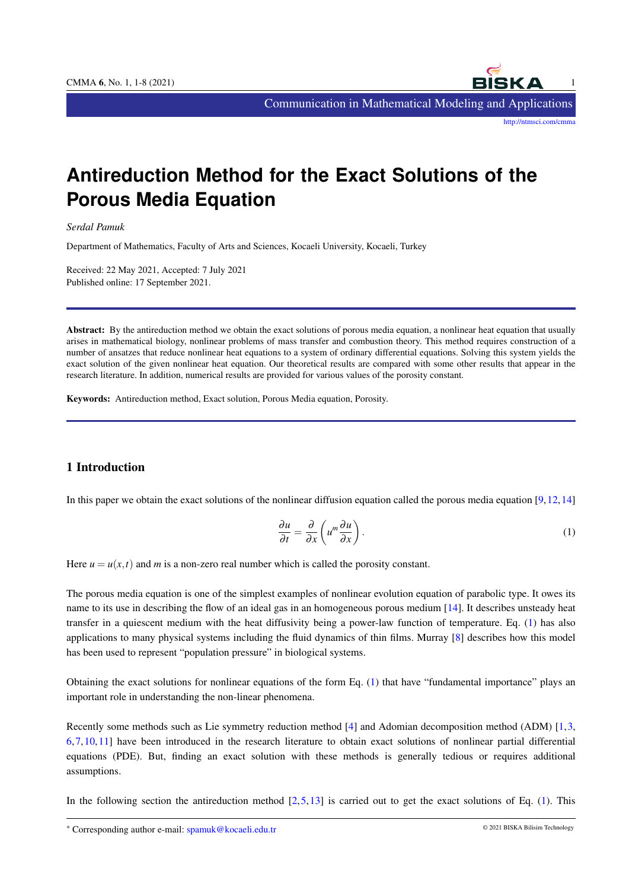# Antireduction Method for the Exact Solutions of the Porous Media Equation

*Serdal Pamuk*

Department of Mathematics, Faculty of Arts and Sciences, Kocaeli University, Kocaeli, Turkey

Received: 22 May 2021, Accepted: 7 July 2021
Published online: 17 September 2021.

**Abstract:** By the antireduction method we obtain the exact solutions of porous media equation, a nonlinear heat equation that usually arises in mathematical biology, nonlinear problems of mass transfer and combustion theory. This method requires construction of a number of ansatzes that reduce nonlinear heat equations to a system of ordinary differential equations. Solving this system yields the exact solution of the given nonlinear heat equation. Our theoretical results are compared with some other results that appear in the research literature. In addition, numerical results are provided for various values of the porosity constant.

**Keywords:** Antireduction method, Exact solution, Porous Media equation, Porosity.

## 1 Introduction

In this paper we obtain the exact solutions of the nonlinear diffusion equation called the porous media equation [9,12,14]

$$\frac{\partial u}{\partial t} = \frac{\partial}{\partial x}\left(u^m \frac{\partial u}{\partial x}\right). \tag{1}$$

Here $u = u(x,t)$ and $m$ is a non-zero real number which is called the porosity constant.

The porous media equation is one of the simplest examples of nonlinear evolution equation of parabolic type. It owes its name to its use in describing the flow of an ideal gas in an homogeneous porous medium [14]. It describes unsteady heat transfer in a quiescent medium with the heat diffusivity being a power-law function of temperature. Eq. (1) has also applications to many physical systems including the fluid dynamics of thin films. Murray [8] describes how this model has been used to represent "population pressure" in biological systems.

Obtaining the exact solutions for nonlinear equations of the form Eq. (1) that have "fundamental importance" plays an important role in understanding the non-linear phenomena.

Recently some methods such as Lie symmetry reduction method [4] and Adomian decomposition method (ADM) [1,3,6,7,10,11] have been introduced in the research literature to obtain exact solutions of nonlinear partial differential equations (PDE). But, finding an exact solution with these methods is generally tedious or requires additional assumptions.

In the following section the antireduction method [2,5,13] is carried out to get the exact solutions of Eq. (1). This

* Corresponding author e-mail: spamuk@kocaeli.edu.tr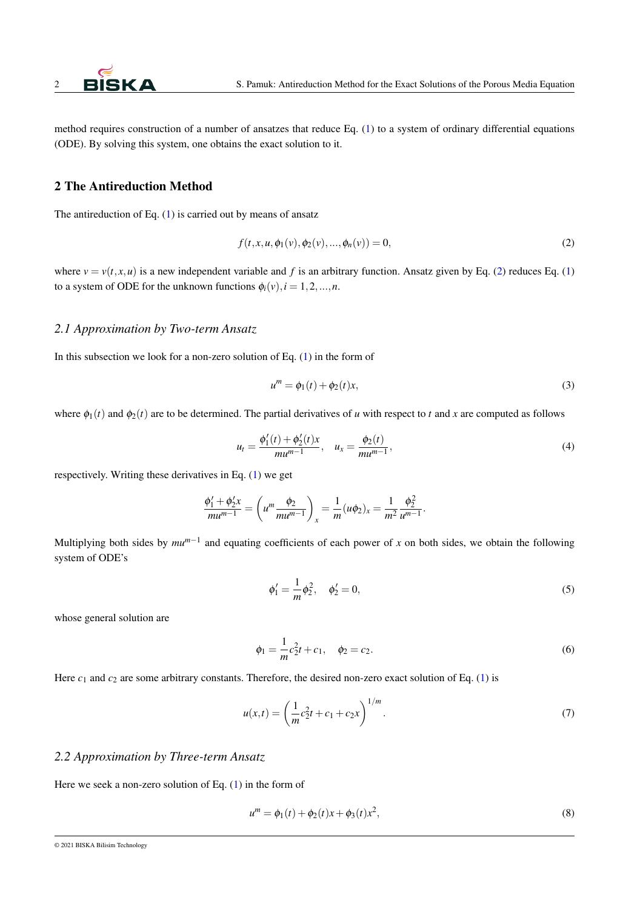method requires construction of a number of ansatzes that reduce Eq. (1) to a system of ordinary differential equations (ODE). By solving this system, one obtains the exact solution to it.

## 2 The Antireduction Method

The antireduction of Eq. (1) is carried out by means of ansatz

$$f(t,x,u,\phi_1(v),\phi_2(v),...,\phi_n(v)) = 0, \tag{2}$$

where $v = v(t,x,u)$ is a new independent variable and $f$ is an arbitrary function. Ansatz given by Eq. (2) reduces Eq. (1) to a system of ODE for the unknown functions $\phi_i(v), i = 1,2,...,n$.

### *2.1 Approximation by Two-term Ansatz*

In this subsection we look for a non-zero solution of Eq. (1) in the form of

$$u^m = \phi_1(t) + \phi_2(t)x, \tag{3}$$

where $\phi_1(t)$ and $\phi_2(t)$ are to be determined. The partial derivatives of $u$ with respect to $t$ and $x$ are computed as follows

$$u_t = \frac{\phi_1'(t) + \phi_2'(t)x}{mu^{m-1}}, \quad u_x = \frac{\phi_2(t)}{mu^{m-1}}, \tag{4}$$

respectively. Writing these derivatives in Eq. (1) we get

$$\frac{\phi_1' + \phi_2' x}{mu^{m-1}} = \left(u^m \frac{\phi_2}{mu^{m-1}}\right)_x = \frac{1}{m}(u\phi_2)_x = \frac{1}{m^2}\frac{\phi_2^2}{u^{m-1}}.$$

Multiplying both sides by $mu^{m-1}$ and equating coefficients of each power of $x$ on both sides, we obtain the following system of ODE's

$$\phi_1' = \frac{1}{m}\phi_2^2, \quad \phi_2' = 0, \tag{5}$$

whose general solution are

$$\phi_1 = \frac{1}{m}c_2^2 t + c_1, \quad \phi_2 = c_2. \tag{6}$$

Here $c_1$ and $c_2$ are some arbitrary constants. Therefore, the desired non-zero exact solution of Eq. (1) is

$$u(x,t) = \left(\frac{1}{m}c_2^2 t + c_1 + c_2 x\right)^{1/m}. \tag{7}$$

### *2.2 Approximation by Three-term Ansatz*

Here we seek a non-zero solution of Eq. (1) in the form of

$$u^m = \phi_1(t) + \phi_2(t)x + \phi_3(t)x^2, \tag{8}$$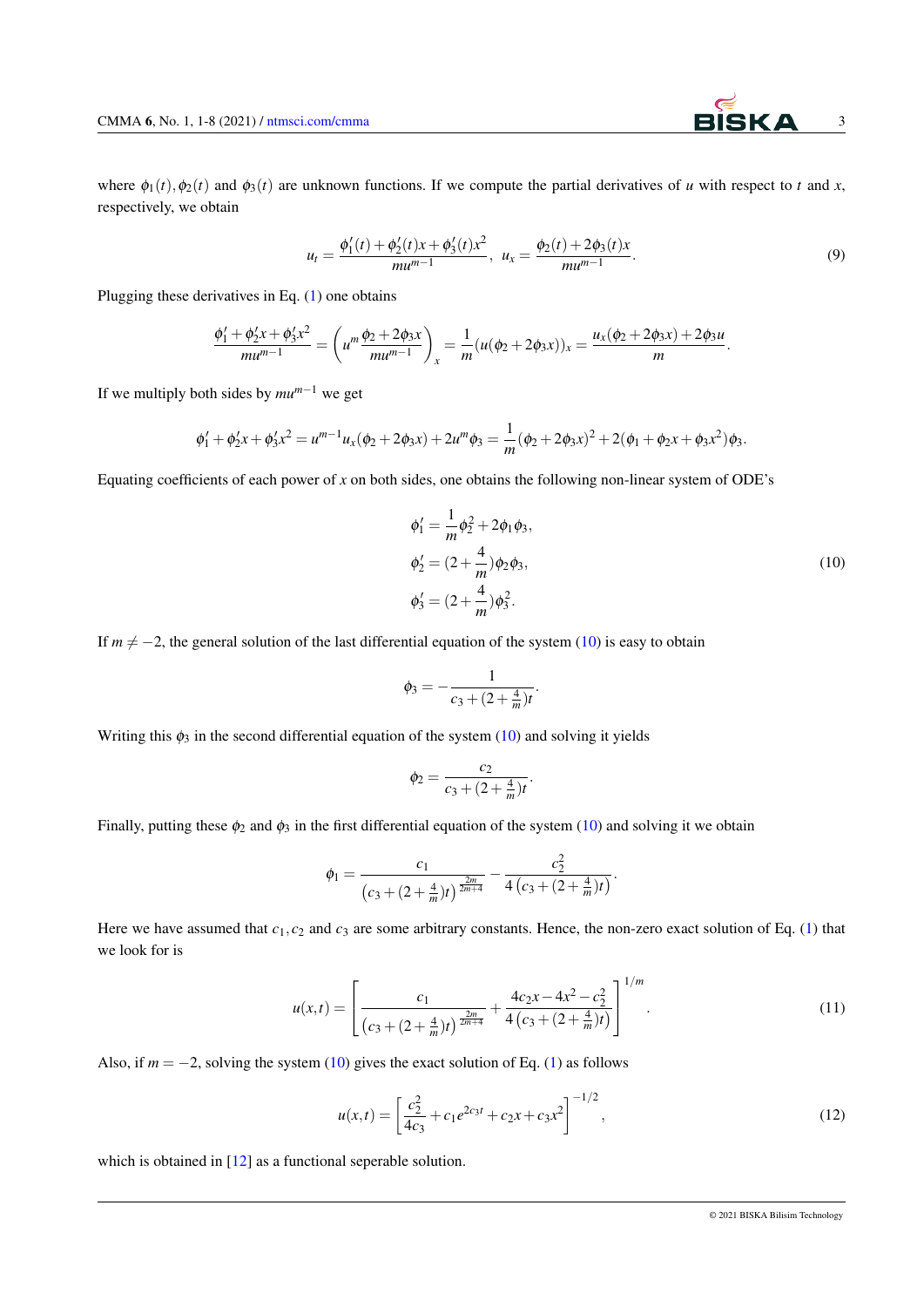where $\phi_1(t), \phi_2(t)$ and $\phi_3(t)$ are unknown functions. If we compute the partial derivatives of $u$ with respect to $t$ and $x$, respectively, we obtain

$$u_t = \frac{\phi_1'(t) + \phi_2'(t)x + \phi_3'(t)x^2}{mu^{m-1}}, \quad u_x = \frac{\phi_2(t) + 2\phi_3(t)x}{mu^{m-1}}. \tag{9}$$

Plugging these derivatives in Eq. (1) one obtains

$$\frac{\phi_1' + \phi_2' x + \phi_3' x^2}{mu^{m-1}} = \left(u^m \frac{\phi_2 + 2\phi_3 x}{mu^{m-1}}\right)_x = \frac{1}{m}(u(\phi_2 + 2\phi_3 x))_x = \frac{u_x(\phi_2 + 2\phi_3 x) + 2\phi_3 u}{m}.$$

If we multiply both sides by $mu^{m-1}$ we get

$$\phi_1' + \phi_2' x + \phi_3' x^2 = u^{m-1} u_x(\phi_2 + 2\phi_3 x) + 2u^m \phi_3 = \frac{1}{m}(\phi_2 + 2\phi_3 x)^2 + 2(\phi_1 + \phi_2 x + \phi_3 x^2)\phi_3.$$

Equating coefficients of each power of $x$ on both sides, one obtains the following non-linear system of ODE's

$$\begin{aligned}
\phi_1' &= \frac{1}{m}\phi_2^2 + 2\phi_1\phi_3, \\
\phi_2' &= (2 + \frac{4}{m})\phi_2\phi_3, \\
\phi_3' &= (2 + \frac{4}{m})\phi_3^2.
\end{aligned} \tag{10}$$

If $m \neq -2$, the general solution of the last differential equation of the system (10) is easy to obtain

$$\phi_3 = -\frac{1}{c_3 + (2 + \frac{4}{m})t}.$$

Writing this $\phi_3$ in the second differential equation of the system (10) and solving it yields

$$\phi_2 = \frac{c_2}{c_3 + (2 + \frac{4}{m})t}.$$

Finally, putting these $\phi_2$ and $\phi_3$ in the first differential equation of the system (10) and solving it we obtain

$$\phi_1 = \frac{c_1}{\left(c_3 + (2 + \frac{4}{m})t\right)^{\frac{2m}{2m+4}}} - \frac{c_2^2}{4\left(c_3 + (2 + \frac{4}{m})t\right)}.$$

Here we have assumed that $c_1, c_2$ and $c_3$ are some arbitrary constants. Hence, the non-zero exact solution of Eq. (1) that we look for is

$$u(x,t) = \left[\frac{c_1}{\left(c_3 + (2 + \frac{4}{m})t\right)^{\frac{2m}{2m+4}}} + \frac{4c_2 x - 4x^2 - c_2^2}{4\left(c_3 + (2 + \frac{4}{m})t\right)}\right]^{1/m}. \tag{11}$$

Also, if $m = -2$, solving the system (10) gives the exact solution of Eq. (1) as follows

$$u(x,t) = \left[\frac{c_2^2}{4c_3} + c_1 e^{2c_3 t} + c_2 x + c_3 x^2\right]^{-1/2}, \tag{12}$$

which is obtained in [12] as a functional seperable solution.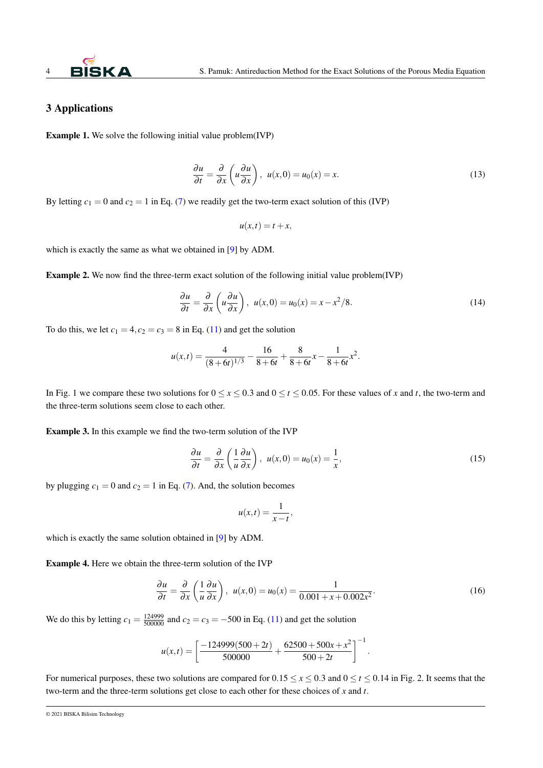## 3 Applications

**Example 1.** We solve the following initial value problem(IVP)

$$\frac{\partial u}{\partial t} = \frac{\partial}{\partial x}\left(u\frac{\partial u}{\partial x}\right), \quad u(x,0) = u_0(x) = x. \tag{13}$$

By letting $c_1 = 0$ and $c_2 = 1$ in Eq. (7) we readily get the two-term exact solution of this (IVP)

$$u(x,t) = t + x,$$

which is exactly the same as what we obtained in [9] by ADM.

**Example 2.** We now find the three-term exact solution of the following initial value problem(IVP)

$$\frac{\partial u}{\partial t} = \frac{\partial}{\partial x}\left(u\frac{\partial u}{\partial x}\right), \quad u(x,0) = u_0(x) = x - x^2/8. \tag{14}$$

To do this, we let $c_1 = 4, c_2 = c_3 = 8$ in Eq. (11) and get the solution

$$u(x,t) = \frac{4}{(8+6t)^{1/3}} - \frac{16}{8+6t} + \frac{8}{8+6t}x - \frac{1}{8+6t}x^2.$$

In Fig. 1 we compare these two solutions for $0 \le x \le 0.3$ and $0 \le t \le 0.05$. For these values of $x$ and $t$, the two-term and the three-term solutions seem close to each other.

**Example 3.** In this example we find the two-term solution of the IVP

$$\frac{\partial u}{\partial t} = \frac{\partial}{\partial x}\left(\frac{1}{u}\frac{\partial u}{\partial x}\right), \quad u(x,0) = u_0(x) = \frac{1}{x}, \tag{15}$$

by plugging $c_1 = 0$ and $c_2 = 1$ in Eq. (7). And, the solution becomes

$$u(x,t) = \frac{1}{x-t},$$

which is exactly the same solution obtained in [9] by ADM.

**Example 4.** Here we obtain the three-term solution of the IVP

$$\frac{\partial u}{\partial t} = \frac{\partial}{\partial x}\left(\frac{1}{u}\frac{\partial u}{\partial x}\right), \quad u(x,0) = u_0(x) = \frac{1}{0.001 + x + 0.002x^2}. \tag{16}$$

We do this by letting $c_1 = \frac{124999}{500000}$ and $c_2 = c_3 = -500$ in Eq. (11) and get the solution

$$u(x,t) = \left[\frac{-124999(500+2t)}{500000} + \frac{62500 + 500x + x^2}{500+2t}\right]^{-1}.$$

For numerical purposes, these two solutions are compared for $0.15 \le x \le 0.3$ and $0 \le t \le 0.14$ in Fig. 2. It seems that the two-term and the three-term solutions get close to each other for these choices of $x$ and $t$.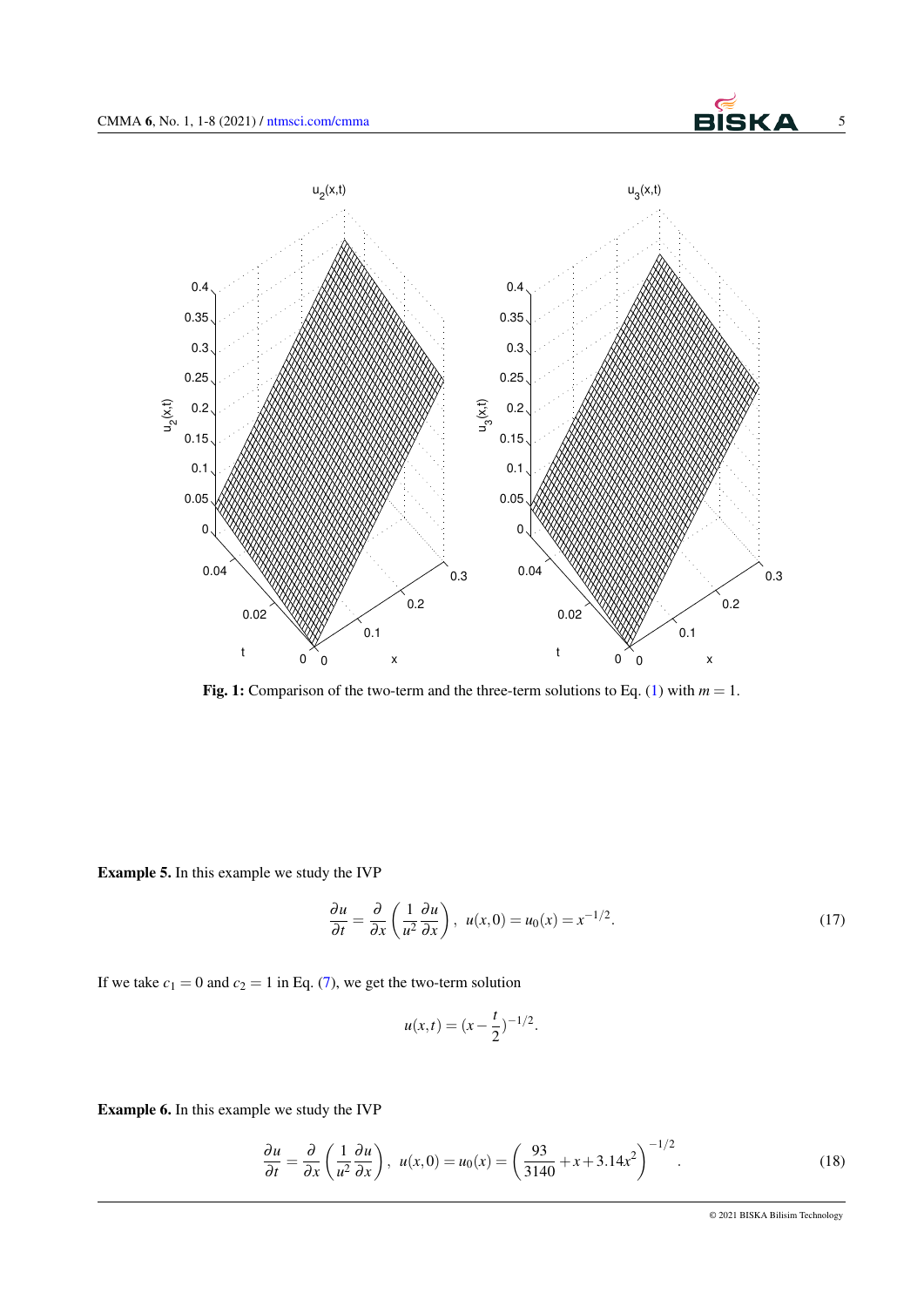u_2(x,t)

0.4
0.35
0.3
0.25
0.2
0.15
0.1
0.05
0

u_2(x,t)

0.04
0.02
t
0
0
0.1
0.2
0.3
x

u_3(x,t)

0.4
0.35
0.3
0.25
0.2
0.15
0.1
0.05
0

u_3(x,t)

0.04
0.02
t
0
0
0.1
0.2
0.3
x

**Fig. 1:** Comparison of the two-term and the three-term solutions to Eq. (1) with $m = 1$.

**Example 5.** In this example we study the IVP

$$\frac{\partial u}{\partial t} = \frac{\partial}{\partial x}\left(\frac{1}{u^2}\frac{\partial u}{\partial x}\right), \;\; u(x,0) = u_0(x) = x^{-1/2}. \tag{17}$$

If we take $c_1 = 0$ and $c_2 = 1$ in Eq. (7), we get the two-term solution

$$u(x,t) = (x - \frac{t}{2})^{-1/2}.$$

**Example 6.** In this example we study the IVP

$$\frac{\partial u}{\partial t} = \frac{\partial}{\partial x}\left(\frac{1}{u^2}\frac{\partial u}{\partial x}\right), \;\; u(x,0) = u_0(x) = \left(\frac{93}{3140} + x + 3.14x^2\right)^{-1/2}. \tag{18}$$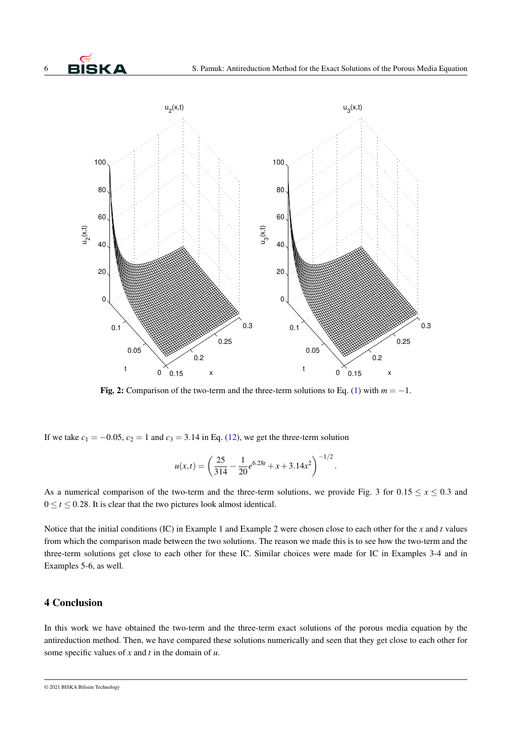u_2(x,t)

100
80
60
40
20
0

u_2(x,t)

0.1
0.05
t
0
0.15
0.2
0.25
0.3
x

u_3(x,t)

100
80
60
40
20
0

u_3(x,t)

0.1
0.05
t
0
0.15
0.2
0.25
0.3
x

**Fig. 2:** Comparison of the two-term and the three-term solutions to Eq. (1) with $m = -1$.

If we take $c_1 = -0.05$, $c_2 = 1$ and $c_3 = 3.14$ in Eq. (12), we get the three-term solution

$$u(x,t) = \left(\frac{25}{314} - \frac{1}{20}e^{6.28t} + x + 3.14x^2\right)^{-1/2}.$$

As a numerical comparison of the two-term and the three-term solutions, we provide Fig. 3 for $0.15 \leq x \leq 0.3$ and $0 \leq t \leq 0.28$. It is clear that the two pictures look almost identical.

Notice that the initial conditions (IC) in Example 1 and Example 2 were chosen close to each other for the $x$ and $t$ values from which the comparison made between the two solutions. The reason we made this is to see how the two-term and the three-term solutions get close to each other for these IC. Similar choices were made for IC in Examples 3-4 and in Examples 5-6, as well.

## 4 Conclusion

In this work we have obtained the two-term and the three-term exact solutions of the porous media equation by the antireduction method. Then, we have compared these solutions numerically and seen that they get close to each other for some specific values of $x$ and $t$ in the domain of $u$.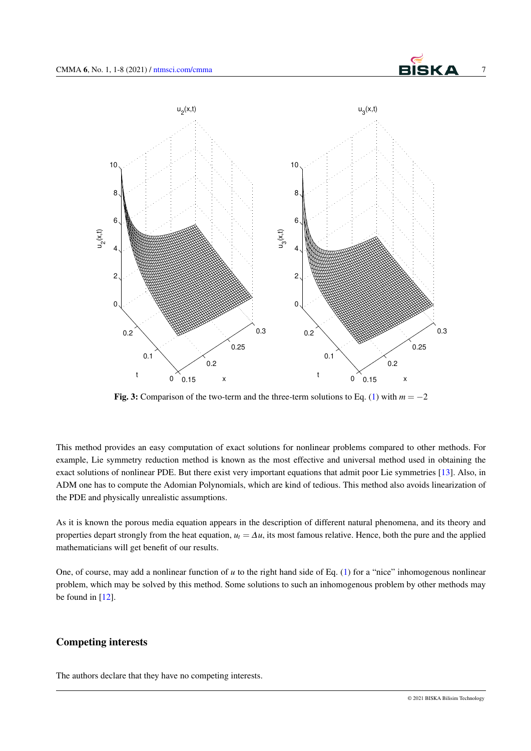u2(x,t)

u3(x,t)

10
8
6
4
2
0

u2(x,t)

0.2
0.1
t
0
0.15
0.2
0.25
0.3
x

10
8
6
4
2
0

u3(x,t)

0.2
0.1
t
0
0.15
0.2
0.25
0.3
x

**Fig. 3:** Comparison of the two-term and the three-term solutions to Eq. (1) with $m = -2$

This method provides an easy computation of exact solutions for nonlinear problems compared to other methods. For example, Lie symmetry reduction method is known as the most effective and universal method used in obtaining the exact solutions of nonlinear PDE. But there exist very important equations that admit poor Lie symmetries [13]. Also, in ADM one has to compute the Adomian Polynomials, which are kind of tedious. This method also avoids linearization of the PDE and physically unrealistic assumptions.

As it is known the porous media equation appears in the description of different natural phenomena, and its theory and properties depart strongly from the heat equation, $u_t = \Delta u$, its most famous relative. Hence, both the pure and the applied mathematicians will get benefit of our results.

One, of course, may add a nonlinear function of $u$ to the right hand side of Eq. (1) for a "nice" inhomogenous nonlinear problem, which may be solved by this method. Some solutions to such an inhomogenous problem by other methods may be found in [12].

## Competing interests

The authors declare that they have no competing interests.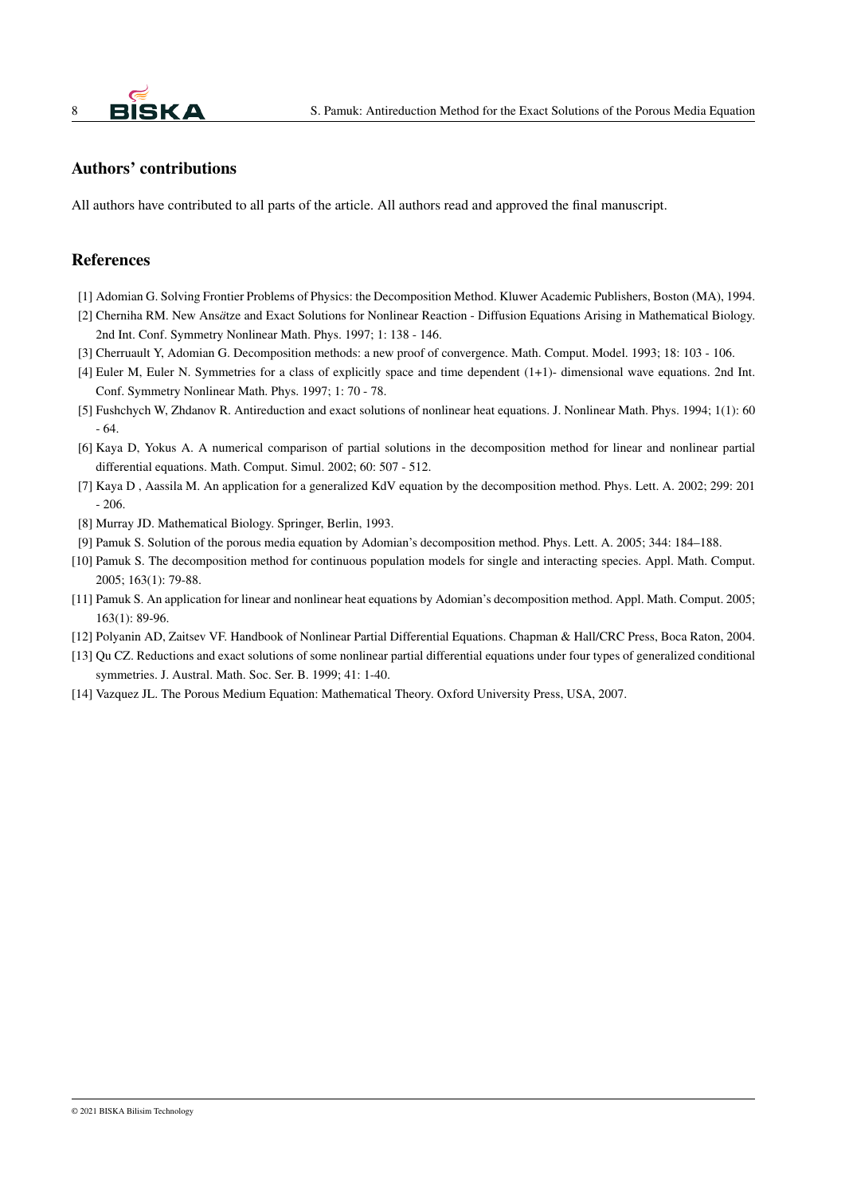## Authors' contributions

All authors have contributed to all parts of the article. All authors read and approved the final manuscript.

## References

[1] Adomian G. Solving Frontier Problems of Physics: the Decomposition Method. Kluwer Academic Publishers, Boston (MA), 1994.

[2] Cherniha RM. New Ansätze and Exact Solutions for Nonlinear Reaction - Diffusion Equations Arising in Mathematical Biology. 2nd Int. Conf. Symmetry Nonlinear Math. Phys. 1997; 1: 138 - 146.

[3] Cherruault Y, Adomian G. Decomposition methods: a new proof of convergence. Math. Comput. Model. 1993; 18: 103 - 106.

[4] Euler M, Euler N. Symmetries for a class of explicitly space and time dependent (1+1)- dimensional wave equations. 2nd Int. Conf. Symmetry Nonlinear Math. Phys. 1997; 1: 70 - 78.

[5] Fushchych W, Zhdanov R. Antireduction and exact solutions of nonlinear heat equations. J. Nonlinear Math. Phys. 1994; 1(1): 60 - 64.

[6] Kaya D, Yokus A. A numerical comparison of partial solutions in the decomposition method for linear and nonlinear partial differential equations. Math. Comput. Simul. 2002; 60: 507 - 512.

[7] Kaya D , Aassila M. An application for a generalized KdV equation by the decomposition method. Phys. Lett. A. 2002; 299: 201 - 206.

[8] Murray JD. Mathematical Biology. Springer, Berlin, 1993.

[9] Pamuk S. Solution of the porous media equation by Adomian's decomposition method. Phys. Lett. A. 2005; 344: 184–188.

[10] Pamuk S. The decomposition method for continuous population models for single and interacting species. Appl. Math. Comput. 2005; 163(1): 79-88.

[11] Pamuk S. An application for linear and nonlinear heat equations by Adomian's decomposition method. Appl. Math. Comput. 2005; 163(1): 89-96.

[12] Polyanin AD, Zaitsev VF. Handbook of Nonlinear Partial Differential Equations. Chapman & Hall/CRC Press, Boca Raton, 2004.

[13] Qu CZ. Reductions and exact solutions of some nonlinear partial differential equations under four types of generalized conditional symmetries. J. Austral. Math. Soc. Ser. B. 1999; 41: 1-40.

[14] Vazquez JL. The Porous Medium Equation: Mathematical Theory. Oxford University Press, USA, 2007.